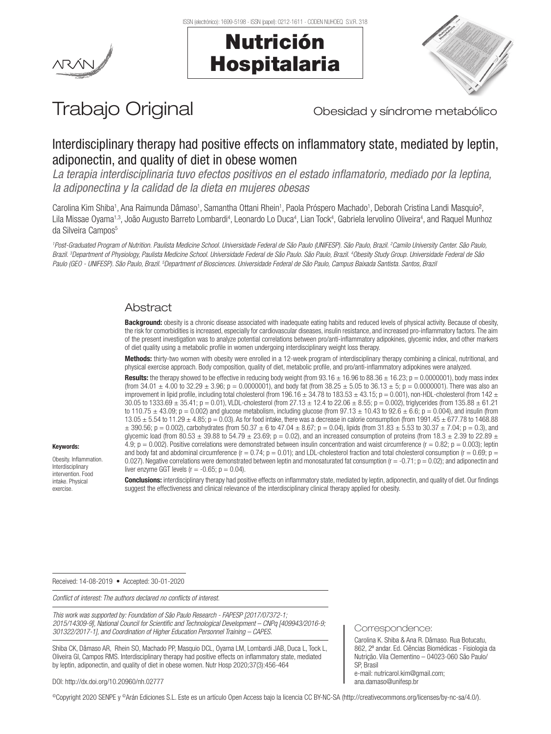ISSN (electrónico): 1699-5198 - ISSN (papel): 0212-1611 - CODEN NUHOEQ S.V.R. 318

# Nutrición Hospitalaria

Trabajo Original

Obesidad y síndrome metabólico

# Interdisciplinary therapy had positive effects on inflammatory state, mediated by leptin, adiponectin, and quality of diet in obese women

*La terapia interdisciplinaria tuvo efectos positivos en el estado inflamatorio, mediado por la leptina, la adiponectina y la calidad de la dieta en mujeres obesas*

Carolina Kim Shiba[1], Ana Raimunda Dâmaso[1], Samantha Ottani Rhein[1], Paola Próspero Machado[1], Deborah Cristina Landi Masquio[2], Lila Missae Oyama[1,3], João Augusto Barreto Lombardi[4], Leonardo Lo Duca[4], Lian Tock[4], Gabriela Iervolino Oliveira[4], and Raquel Munhoz da Silveira Campos[5]

[1]Post-Graduated Program of Nutrition. Paulista Medicine School. Universidade Federal de São Paulo (UNIFESP). São Paulo, Brazil. [2]Camilo University Center. São Paulo, Brazil. [3]Department of Physiology, Paulista Medicine School. Universidade Federal de São Paulo. São Paulo, Brazil. [4]Obesity Study Group. Universidade Federal de São Paulo (GEO - UNIFESP). São Paulo, Brazil. [5]Department of Biosciences. Universidade Federal de São Paulo, Campus Baixada Santista. Santos, Brazil

## Abstract

**Background:** obesity is a chronic disease associated with inadequate eating habits and reduced levels of physical activity. Because of obesity, the risk for comorbidities is increased, especially for cardiovascular diseases, insulin resistance, and increased pro-inflammatory factors. The aim of the present investigation was to analyze potential correlations between pro/anti-inflammatory adipokines, glycemic index, and other markers of diet quality using a metabolic profile in women undergoing interdisciplinary weight loss therapy.

**Methods:** thirty-two women with obesity were enrolled in a 12-week program of interdisciplinary therapy combining a clinical, nutritional, and physical exercise approach. Body composition, quality of diet, metabolic profile, and pro/anti-inflammatory adipokines were analyzed.

**Results:** the therapy showed to be effective in reducing body weight (from 93.16 ± 16.96 to 88.36 ± 16.23; p = 0.0000001), body mass index (from 34.01 ± 4.00 to 32.29 ± 3.96; p = 0.0000001), and body fat (from 38.25 ± 5.05 to 36.13 ± 5; p = 0.0000001). There was also an improvement in lipid profile, including total cholesterol (from 196.16 ± 34.78 to 183.53 ± 43.15; p = 0.001), non-HDL-cholesterol (from 142 ± 30.05 to 1333.69 ± 35.41; p = 0.01), VLDL-cholesterol (from 27.13 ± 12.4 to 22.06 ± 8.55; p = 0.002), triglycerides (from 135.88 ± 61.21 to 110.75 ± 43.09; p = 0.002) and glucose metabolism, including glucose (from 97.13 ± 10.43 to 92.6 ± 6.6; p = 0.004), and insulin (from 13.05 ± 5.54 to 11.29 ± 4.85; p = 0.03). As for food intake, there was a decrease in calorie consumption (from 1991.45 ± 677.78 to 1468.88 ± 390.56; p = 0.002), carbohydrates (from 50.37 ± 6 to 47.04 ± 8.67; p = 0.04), lipids (from 31.83 ± 5.53 to 30.37 ± 7.04; p = 0.3), and glycemic load (from 80.53 ± 39.88 to 54.79 ± 23.69; p = 0.02), and an increased consumption of proteins (from 18.3 ± 2.39 to 22.89 ± 4.9; p = 0.002). Positive correlations were demonstrated between insulin concentration and waist circumference (r = 0.82; p = 0.003); leptin and body fat and abdominal circumference (r = 0.74; p = 0.01); and LDL-cholesterol fraction and total cholesterol consumption (r = 0.69; p = 0.027). Negative correlations were demonstrated between leptin and monosaturated fat consumption (r = -0.71; p = 0.02); and adiponectin and liver enzyme GGT levels (r = -0.65; p = 0.04).

**Conclusions:** interdisciplinary therapy had positive effects on inflammatory state, mediated by leptin, adiponectin, and quality of diet. Our findings suggest the effectiveness and clinical relevance of the interdisciplinary clinical therapy applied for obesity.

**Keywords:**

Obesity. Inflammation. Interdisciplinary intervention. Food intake. Physical exercise.

Received: 14-08-2019 • Accepted: 30-01-2020

*Conflict of interest: The authors declared no conflicts of interest.*

*This work was supported by: Foundation of São Paulo Research - FAPESP [2017/07372-1; 2015/14309-9], National Council for Scientific and Technological Development – CNPq [409943/2016-9; 301322/2017-1], and Coordination of Higher Education Personnel Training – CAPES.*

Shiba CK, Dâmaso AR, Rhein SO, Machado PP, Masquio DCL, Oyama LM, Lombardi JAB, Duca L, Tock L, Oliveira GI, Campos RMS. Interdisciplinary therapy had positive effects on inflammatory state, mediated by leptin, adiponectin, and quality of diet in obese women. Nutr Hosp 2020;37(3):456-464

DOI: http://dx.doi.org/10.20960/nh.02777

Correspondence:

Carolina K. Shiba & Ana R. Dâmaso. Rua Botucatu, 862, 2º andar. Ed. Ciências Biomédicas - Fisiologia da Nutrição. Vila Clementino – 04023-060 São Paulo/SP, Brasil
e-mail: nutricarol.kim@gmail.com; ana.damaso@unifesp.br

©Copyright 2020 SENPE y ©Arán Ediciones S.L. Este es un artículo Open Access bajo la licencia CC BY-NC-SA (http://creativecommons.org/licenses/by-nc-sa/4.0/).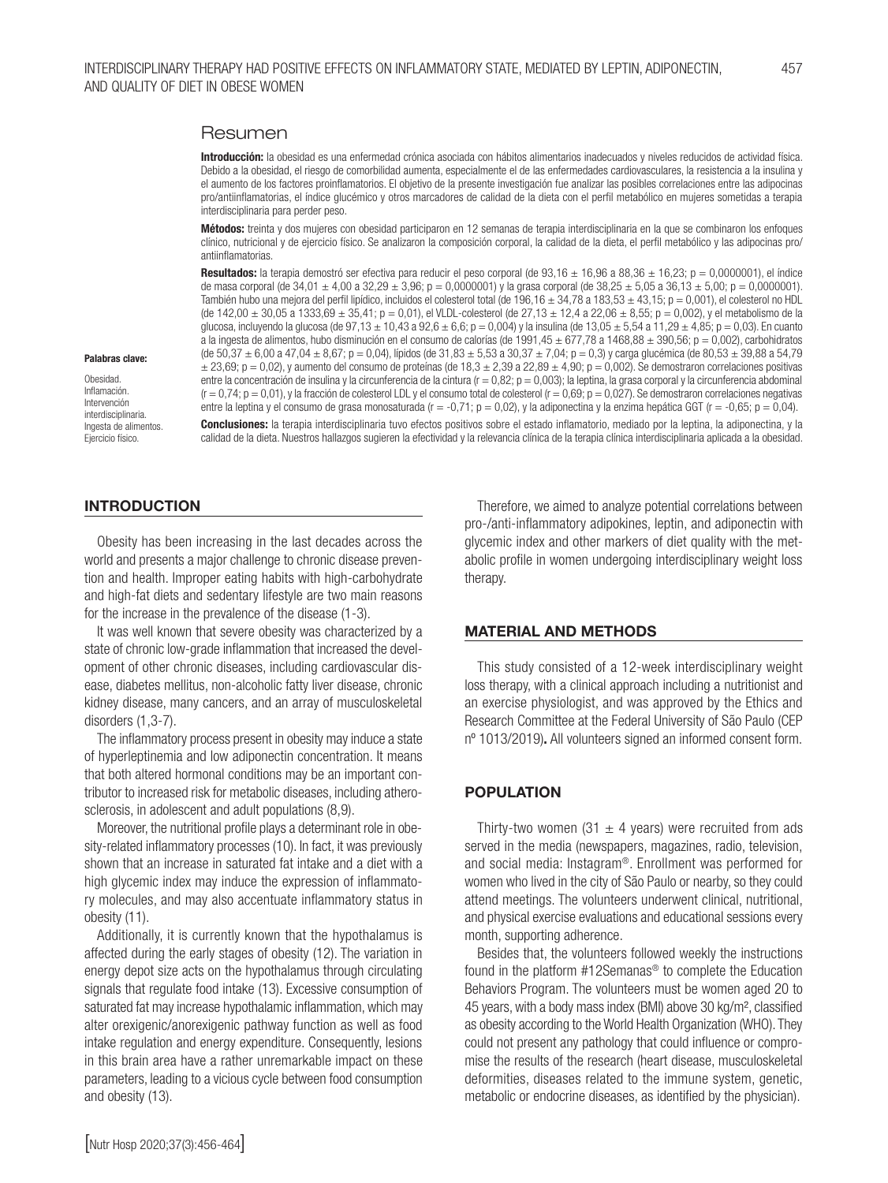## Resumen

**Introducción:** la obesidad es una enfermedad crónica asociada con hábitos alimentarios inadecuados y niveles reducidos de actividad física. Debido a la obesidad, el riesgo de comorbilidad aumenta, especialmente el de las enfermedades cardiovasculares, la resistencia a la insulina y el aumento de los factores proinflamatorios. El objetivo de la presente investigación fue analizar las posibles correlaciones entre las adipocinas pro/antiinflamatorias, el índice glucémico y otros marcadores de calidad de la dieta con el perfil metabólico en mujeres sometidas a terapia interdisciplinaria para perder peso.

**Métodos:** treinta y dos mujeres con obesidad participaron en 12 semanas de terapia interdisciplinaria en la que se combinaron los enfoques clínico, nutricional y de ejercicio físico. Se analizaron la composición corporal, la calidad de la dieta, el perfil metabólico y las adipocinas pro/antiinflamatorias.

**Resultados:** la terapia demostró ser efectiva para reducir el peso corporal (de 93,16 ± 16,96 a 88,36 ± 16,23; p = 0,0000001), el índice de masa corporal (de 34,01 ± 4,00 a 32,29 ± 3,96; p = 0,0000001) y la grasa corporal (de 38,25 ± 5,05 a 36,13 ± 5,00; p = 0,0000001). También hubo una mejora del perfil lipídico, incluidos el colesterol total (de 196,16 ± 34,78 a 183,53 ± 43,15; p = 0,001), el colesterol no HDL (de 142,00 ± 30,05 a 1333,69 ± 35,41; p = 0,01), el VLDL-colesterol (de 27,13 ± 12,4 a 22,06 ± 8,55; p = 0,002), y el metabolismo de la glucosa, incluyendo la glucosa (de 97,13 ± 10,43 a 92,6 ± 6,6; p = 0,004) y la insulina (de 13,05 ± 5,54 a 11,29 ± 4,85; p = 0,03). En cuanto a la ingesta de alimentos, hubo disminución en el consumo de calorías (de 1991,45 ± 677,78 a 1468,88 ± 390,56; p = 0,002), carbohidratos (de 50,37 ± 6,00 a 47,04 ± 8,67; p = 0,04), lípidos (de 31,83 ± 5,53 a 30,37 ± 7,04; p = 0,3) y carga glucémica (de 80,53 ± 39,88 a 54,79 ± 23,69; p = 0,02), y aumento del consumo de proteínas (de 18,3 ± 2,39 a 22,89 ± 4,90; p = 0,002). Se demostraron correlaciones positivas entre la concentración de insulina y la circunferencia de la cintura (r = 0,82; p = 0,003); la leptina, la grasa corporal y la circunferencia abdominal (r = 0,74; p = 0,01), y la fracción de colesterol LDL y el consumo total de colesterol (r = 0,69; p = 0,027). Se demostraron correlaciones negativas entre la leptina y el consumo de grasa monosaturada (r = -0,71; p = 0,02), y la adiponectina y la enzima hepática GGT (r = -0,65; p = 0,04).

**Conclusiones:** la terapia interdisciplinaria tuvo efectos positivos sobre el estado inflamatorio, mediado por la leptina, la adiponectina, y la calidad de la dieta. Nuestros hallazgos sugieren la efectividad y la relevancia clínica de la terapia clínica interdisciplinaria aplicada a la obesidad.

**Palabras clave:**

Obesidad. Inflamación. Intervención interdisciplinaria. Ingesta de alimentos. Ejercicio físico.

## INTRODUCTION

Obesity has been increasing in the last decades across the world and presents a major challenge to chronic disease prevention and health. Improper eating habits with high-carbohydrate and high-fat diets and sedentary lifestyle are two main reasons for the increase in the prevalence of the disease (1-3).

It was well known that severe obesity was characterized by a state of chronic low-grade inflammation that increased the development of other chronic diseases, including cardiovascular disease, diabetes mellitus, non-alcoholic fatty liver disease, chronic kidney disease, many cancers, and an array of musculoskeletal disorders (1,3-7).

The inflammatory process present in obesity may induce a state of hyperleptinemia and low adiponectin concentration. It means that both altered hormonal conditions may be an important contributor to increased risk for metabolic diseases, including atherosclerosis, in adolescent and adult populations (8,9).

Moreover, the nutritional profile plays a determinant role in obesity-related inflammatory processes (10). In fact, it was previously shown that an increase in saturated fat intake and a diet with a high glycemic index may induce the expression of inflammatory molecules, and may also accentuate inflammatory status in obesity (11).

Additionally, it is currently known that the hypothalamus is affected during the early stages of obesity (12). The variation in energy depot size acts on the hypothalamus through circulating signals that regulate food intake (13). Excessive consumption of saturated fat may increase hypothalamic inflammation, which may alter orexigenic/anorexigenic pathway function as well as food intake regulation and energy expenditure. Consequently, lesions in this brain area have a rather unremarkable impact on these parameters, leading to a vicious cycle between food consumption and obesity (13).

Therefore, we aimed to analyze potential correlations between pro-/anti-inflammatory adipokines, leptin, and adiponectin with glycemic index and other markers of diet quality with the metabolic profile in women undergoing interdisciplinary weight loss therapy.

## MATERIAL AND METHODS

This study consisted of a 12-week interdisciplinary weight loss therapy, with a clinical approach including a nutritionist and an exercise physiologist, and was approved by the Ethics and Research Committee at the Federal University of São Paulo (CEP nº 1013/2019). All volunteers signed an informed consent form.

## POPULATION

Thirty-two women (31 ± 4 years) were recruited from ads served in the media (newspapers, magazines, radio, television, and social media: Instagram®. Enrollment was performed for women who lived in the city of São Paulo or nearby, so they could attend meetings. The volunteers underwent clinical, nutritional, and physical exercise evaluations and educational sessions every month, supporting adherence.

Besides that, the volunteers followed weekly the instructions found in the platform #12Semanas® to complete the Education Behaviors Program. The volunteers must be women aged 20 to 45 years, with a body mass index (BMI) above 30 kg/m², classified as obesity according to the World Health Organization (WHO). They could not present any pathology that could influence or compromise the results of the research (heart disease, musculoskeletal deformities, diseases related to the immune system, genetic, metabolic or endocrine diseases, as identified by the physician).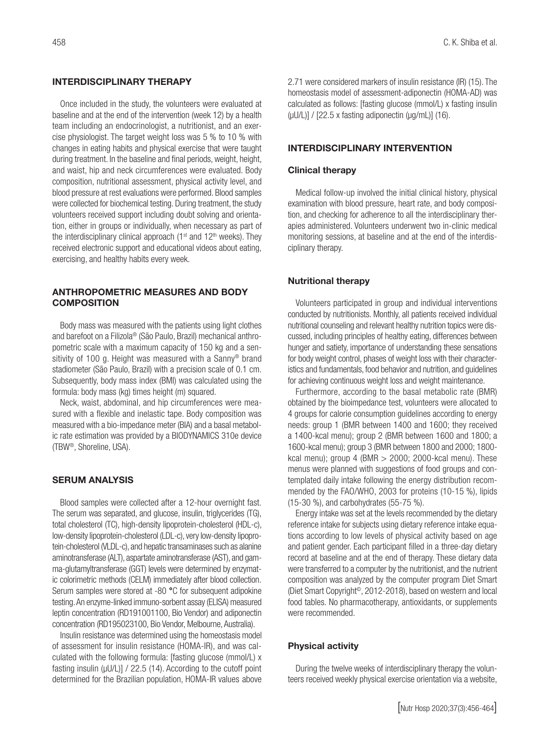## INTERDISCIPLINARY THERAPY

Once included in the study, the volunteers were evaluated at baseline and at the end of the intervention (week 12) by a health team including an endocrinologist, a nutritionist, and an exercise physiologist. The target weight loss was 5 % to 10 % with changes in eating habits and physical exercise that were taught during treatment. In the baseline and final periods, weight, height, and waist, hip and neck circumferences were evaluated. Body composition, nutritional assessment, physical activity level, and blood pressure at rest evaluations were performed. Blood samples were collected for biochemical testing. During treatment, the study volunteers received support including doubt solving and orientation, either in groups or individually, when necessary as part of the interdisciplinary clinical approach (1st and 12th weeks). They received electronic support and educational videos about eating, exercising, and healthy habits every week.

## ANTHROPOMETRIC MEASURES AND BODY COMPOSITION

Body mass was measured with the patients using light clothes and barefoot on a Filizola® (São Paulo, Brazil) mechanical anthropometric scale with a maximum capacity of 150 kg and a sensitivity of 100 g. Height was measured with a Sanny® brand stadiometer (São Paulo, Brazil) with a precision scale of 0.1 cm. Subsequently, body mass index (BMI) was calculated using the formula: body mass (kg) times height (m) squared.

Neck, waist, abdominal, and hip circumferences were measured with a flexible and inelastic tape. Body composition was measured with a bio-impedance meter (BIA) and a basal metabolic rate estimation was provided by a BIODYNAMICS 310e device (TBW®, Shoreline, USA).

## SERUM ANALYSIS

Blood samples were collected after a 12-hour overnight fast. The serum was separated, and glucose, insulin, triglycerides (TG), total cholesterol (TC), high-density lipoprotein-cholesterol (HDL-c), low-density lipoprotein-cholesterol (LDL-c), very low-density lipoprotein-cholesterol (VLDL-c), and hepatic transaminases such as alanine aminotransferase (ALT), aspartate aminotransferase (AST), and gamma-glutamyltransferase (GGT) levels were determined by enzymatic colorimetric methods (CELM) immediately after blood collection. Serum samples were stored at -80 °C for subsequent adipokine testing. An enzyme-linked immuno-sorbent assay (ELISA) measured leptin concentration (RD191001100, Bio Vendor) and adiponectin concentration (RD195023100, Bio Vendor, Melbourne, Australia).

Insulin resistance was determined using the homeostasis model of assessment for insulin resistance (HOMA-IR), and was calculated with the following formula: [fasting glucose (mmol/L) x fasting insulin (µU/L)] / 22.5 (14). According to the cutoff point determined for the Brazilian population, HOMA-IR values above 2.71 were considered markers of insulin resistance (IR) (15). The homeostasis model of assessment-adiponectin (HOMA-AD) was calculated as follows: [fasting glucose (mmol/L) x fasting insulin (µU/L)] / [22.5 x fasting adiponectin (µg/mL)] (16).

## INTERDISCIPLINARY INTERVENTION

### Clinical therapy

Medical follow-up involved the initial clinical history, physical examination with blood pressure, heart rate, and body composition, and checking for adherence to all the interdisciplinary therapies administered. Volunteers underwent two in-clinic medical monitoring sessions, at baseline and at the end of the interdisciplinary therapy.

### Nutritional therapy

Volunteers participated in group and individual interventions conducted by nutritionists. Monthly, all patients received individual nutritional counseling and relevant healthy nutrition topics were discussed, including principles of healthy eating, differences between hunger and satiety, importance of understanding these sensations for body weight control, phases of weight loss with their characteristics and fundamentals, food behavior and nutrition, and guidelines for achieving continuous weight loss and weight maintenance.

Furthermore, according to the basal metabolic rate (BMR) obtained by the bioimpedance test, volunteers were allocated to 4 groups for calorie consumption guidelines according to energy needs: group 1 (BMR between 1400 and 1600; they received a 1400-kcal menu); group 2 (BMR between 1600 and 1800; a 1600-kcal menu); group 3 (BMR between 1800 and 2000; 1800-kcal menu); group 4 (BMR > 2000; 2000-kcal menu). These menus were planned with suggestions of food groups and contemplated daily intake following the energy distribution recommended by the FAO/WHO, 2003 for proteins (10-15 %), lipids (15-30 %), and carbohydrates (55-75 %).

Energy intake was set at the levels recommended by the dietary reference intake for subjects using dietary reference intake equations according to low levels of physical activity based on age and patient gender. Each participant filled in a three-day dietary record at baseline and at the end of therapy. These dietary data were transferred to a computer by the nutritionist, and the nutrient composition was analyzed by the computer program Diet Smart (Diet Smart Copyright©, 2012-2018), based on western and local food tables. No pharmacotherapy, antioxidants, or supplements were recommended.

### Physical activity

During the twelve weeks of interdisciplinary therapy the volunteers received weekly physical exercise orientation via a website,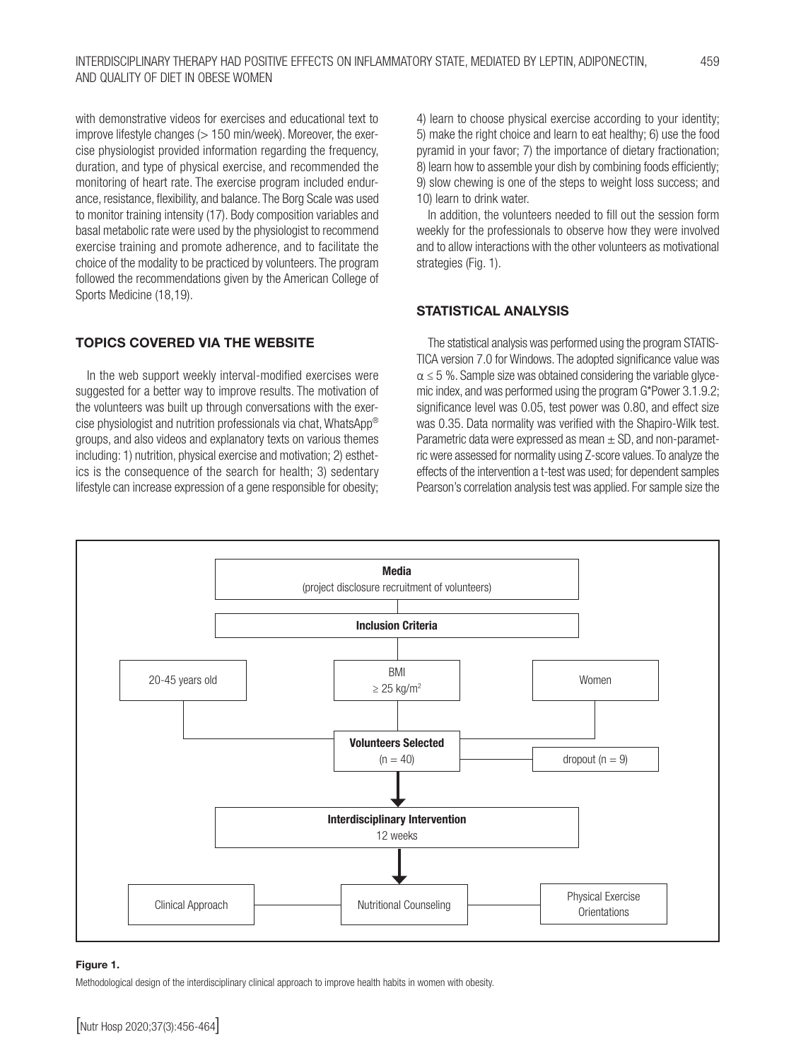with demonstrative videos for exercises and educational text to improve lifestyle changes (> 150 min/week). Moreover, the exercise physiologist provided information regarding the frequency, duration, and type of physical exercise, and recommended the monitoring of heart rate. The exercise program included endurance, resistance, flexibility, and balance. The Borg Scale was used to monitor training intensity (17). Body composition variables and basal metabolic rate were used by the physiologist to recommend exercise training and promote adherence, and to facilitate the choice of the modality to be practiced by volunteers. The program followed the recommendations given by the American College of Sports Medicine (18,19).

## TOPICS COVERED VIA THE WEBSITE

In the web support weekly interval-modified exercises were suggested for a better way to improve results. The motivation of the volunteers was built up through conversations with the exercise physiologist and nutrition professionals via chat, WhatsApp® groups, and also videos and explanatory texts on various themes including: 1) nutrition, physical exercise and motivation; 2) esthetics is the consequence of the search for health; 3) sedentary lifestyle can increase expression of a gene responsible for obesity; 4) learn to choose physical exercise according to your identity; 5) make the right choice and learn to eat healthy; 6) use the food pyramid in your favor; 7) the importance of dietary fractionation; 8) learn how to assemble your dish by combining foods efficiently; 9) slow chewing is one of the steps to weight loss success; and 10) learn to drink water.

In addition, the volunteers needed to fill out the session form weekly for the professionals to observe how they were involved and to allow interactions with the other volunteers as motivational strategies (Fig. 1).

## STATISTICAL ANALYSIS

The statistical analysis was performed using the program STATISTICA version 7.0 for Windows. The adopted significance value was $\alpha \leq 5$ %. Sample size was obtained considering the variable glycemic index, and was performed using the program G*Power 3.1.9.2; significance level was 0.05, test power was 0.80, and effect size was 0.35. Data normality was verified with the Shapiro-Wilk test. Parametric data were expressed as mean ± SD, and non-parametric were assessed for normality using Z-score values. To analyze the effects of the intervention a t-test was used; for dependent samples Pearson's correlation analysis test was applied. For sample size the

**Media**
(project disclosure recruitment of volunteers)

**Inclusion Criteria**

20-45 years old | BMI $\geq 25$ kg/m$^2$ | Women

**Volunteers Selected** (n = 40) — dropout (n = 9)

**Interdisciplinary Intervention**
12 weeks

Clinical Approach | Nutritional Counseling | Physical Exercise Orientations

**Figure 1.**

Methodological design of the interdisciplinary clinical approach to improve health habits in women with obesity.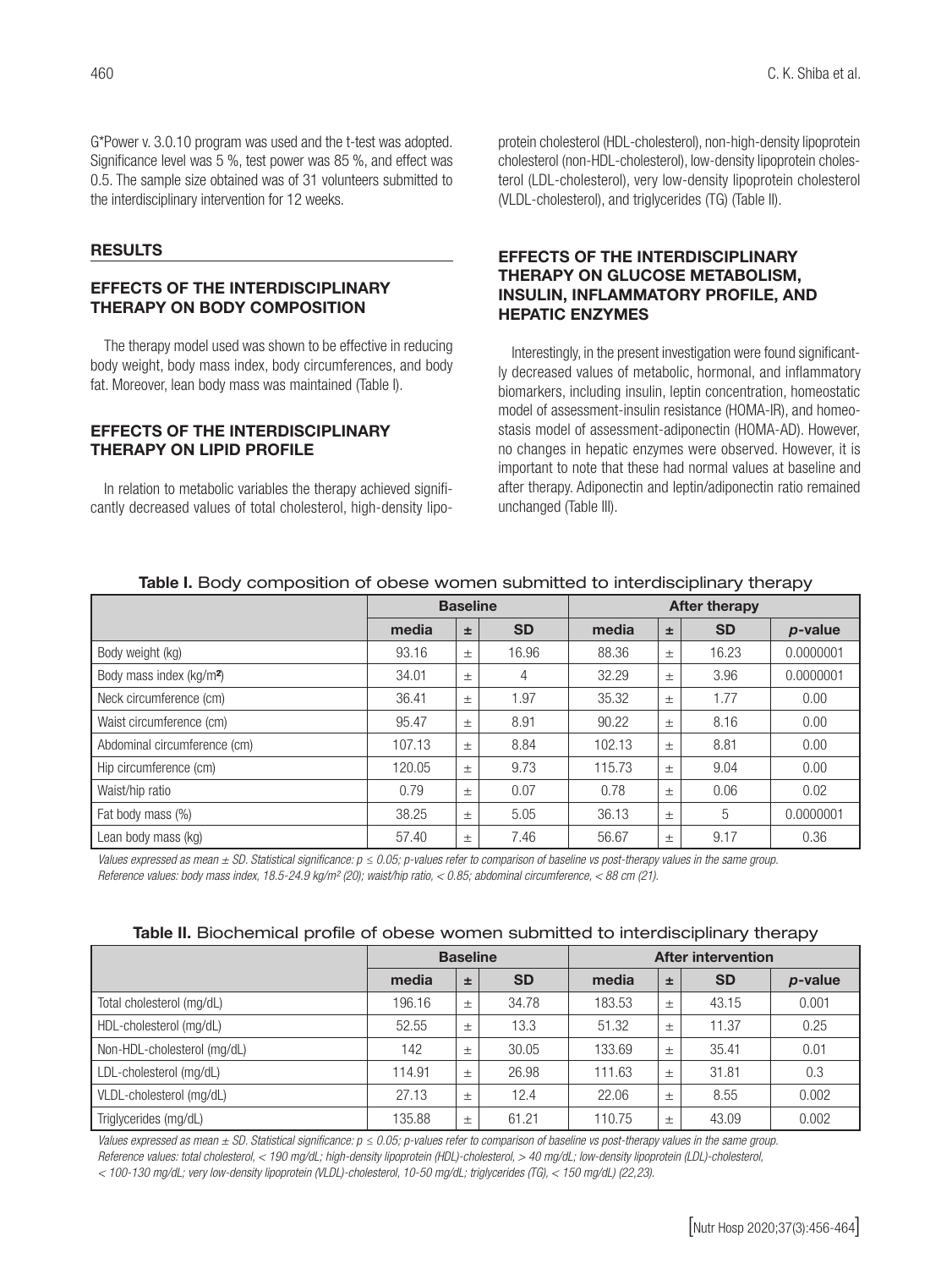G*Power v. 3.0.10 program was used and the t-test was adopted. Significance level was 5 %, test power was 85 %, and effect was 0.5. The sample size obtained was of 31 volunteers submitted to the interdisciplinary intervention for 12 weeks.

## RESULTS

### EFFECTS OF THE INTERDISCIPLINARY THERAPY ON BODY COMPOSITION

The therapy model used was shown to be effective in reducing body weight, body mass index, body circumferences, and body fat. Moreover, lean body mass was maintained (Table I).

### EFFECTS OF THE INTERDISCIPLINARY THERAPY ON LIPID PROFILE

In relation to metabolic variables the therapy achieved significantly decreased values of total cholesterol, high-density lipoprotein cholesterol (HDL-cholesterol), non-high-density lipoprotein cholesterol (non-HDL-cholesterol), low-density lipoprotein cholesterol (LDL-cholesterol), very low-density lipoprotein cholesterol (VLDL-cholesterol), and triglycerides (TG) (Table II).

### EFFECTS OF THE INTERDISCIPLINARY THERAPY ON GLUCOSE METABOLISM, INSULIN, INFLAMMATORY PROFILE, AND HEPATIC ENZYMES

Interestingly, in the present investigation were found significantly decreased values of metabolic, hormonal, and inflammatory biomarkers, including insulin, leptin concentration, homeostatic model of assessment-insulin resistance (HOMA-IR), and homeostasis model of assessment-adiponectin (HOMA-AD). However, no changes in hepatic enzymes were observed. However, it is important to note that these had normal values at baseline and after therapy. Adiponectin and leptin/adiponectin ratio remained unchanged (Table III).

**Table I.** Body composition of obese women submitted to interdisciplinary therapy

| | Baseline | | | After therapy | | | |
|---|---|---|---|---|---|---|---|
| | media | ± | SD | media | ± | SD | *p*-value |
| Body weight (kg) | 93.16 | ± | 16.96 | 88.36 | ± | 16.23 | 0.0000001 |
| Body mass index (kg/m$^2$) | 34.01 | ± | 4 | 32.29 | ± | 3.96 | 0.0000001 |
| Neck circumference (cm) | 36.41 | ± | 1.97 | 35.32 | ± | 1.77 | 0.00 |
| Waist circumference (cm) | 95.47 | ± | 8.91 | 90.22 | ± | 8.16 | 0.00 |
| Abdominal circumference (cm) | 107.13 | ± | 8.84 | 102.13 | ± | 8.81 | 0.00 |
| Hip circumference (cm) | 120.05 | ± | 9.73 | 115.73 | ± | 9.04 | 0.00 |
| Waist/hip ratio | 0.79 | ± | 0.07 | 0.78 | ± | 0.06 | 0.02 |
| Fat body mass (%) | 38.25 | ± | 5.05 | 36.13 | ± | 5 | 0.0000001 |
| Lean body mass (kg) | 57.40 | ± | 7.46 | 56.67 | ± | 9.17 | 0.36 |

*Values expressed as mean ± SD. Statistical significance: $p \leq 0.05$; p-values refer to comparison of baseline vs post-therapy values in the same group. Reference values: body mass index, 18.5-24.9 kg/m² (20); waist/hip ratio, < 0.85; abdominal circumference, < 88 cm (21).*

**Table II.** Biochemical profile of obese women submitted to interdisciplinary therapy

| | Baseline | | | After intervention | | | |
|---|---|---|---|---|---|---|---|
| | media | ± | SD | media | ± | SD | *p*-value |
| Total cholesterol (mg/dL) | 196.16 | ± | 34.78 | 183.53 | ± | 43.15 | 0.001 |
| HDL-cholesterol (mg/dL) | 52.55 | ± | 13.3 | 51.32 | ± | 11.37 | 0.25 |
| Non-HDL-cholesterol (mg/dL) | 142 | ± | 30.05 | 133.69 | ± | 35.41 | 0.01 |
| LDL-cholesterol (mg/dL) | 114.91 | ± | 26.98 | 111.63 | ± | 31.81 | 0.3 |
| VLDL-cholesterol (mg/dL) | 27.13 | ± | 12.4 | 22.06 | ± | 8.55 | 0.002 |
| Triglycerides (mg/dL) | 135.88 | ± | 61.21 | 110.75 | ± | 43.09 | 0.002 |

*Values expressed as mean ± SD. Statistical significance: $p \leq 0.05$; p-values refer to comparison of baseline vs post-therapy values in the same group. Reference values: total cholesterol, < 190 mg/dL; high-density lipoprotein (HDL)-cholesterol, > 40 mg/dL; low-density lipoprotein (LDL)-cholesterol, < 100-130 mg/dL; very low-density lipoprotein (VLDL)-cholesterol, 10-50 mg/dL; triglycerides (TG), < 150 mg/dL) (22,23).*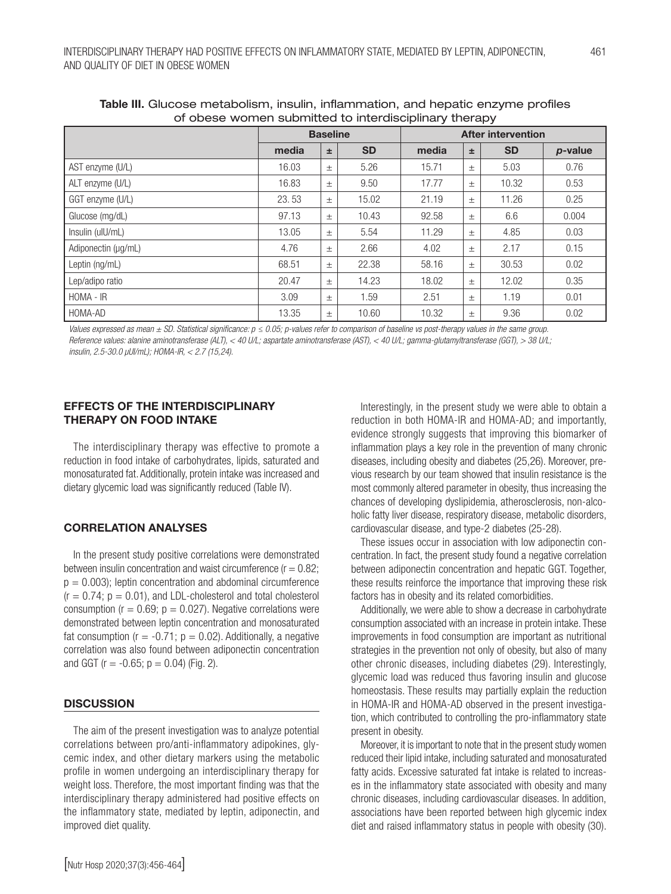**Table III.** Glucose metabolism, insulin, inflammation, and hepatic enzyme profiles of obese women submitted to interdisciplinary therapy

| | Baseline | | | After intervention | | | |
|---|---|---|---|---|---|---|---|
| | media | ± | SD | media | ± | SD | *p*-value |
| AST enzyme (U/L) | 16.03 | ± | 5.26 | 15.71 | ± | 5.03 | 0.76 |
| ALT enzyme (U/L) | 16.83 | ± | 9.50 | 17.77 | ± | 10.32 | 0.53 |
| GGT enzyme (U/L) | 23. 53 | ± | 15.02 | 21.19 | ± | 11.26 | 0.25 |
| Glucose (mg/dL) | 97.13 | ± | 10.43 | 92.58 | ± | 6.6 | 0.004 |
| Insulin (uIU/mL) | 13.05 | ± | 5.54 | 11.29 | ± | 4.85 | 0.03 |
| Adiponectin (μg/mL) | 4.76 | ± | 2.66 | 4.02 | ± | 2.17 | 0.15 |
| Leptin (ng/mL) | 68.51 | ± | 22.38 | 58.16 | ± | 30.53 | 0.02 |
| Lep/adipo ratio | 20.47 | ± | 14.23 | 18.02 | ± | 12.02 | 0.35 |
| HOMA - IR | 3.09 | ± | 1.59 | 2.51 | ± | 1.19 | 0.01 |
| HOMA-AD | 13.35 | ± | 10.60 | 10.32 | ± | 9.36 | 0.02 |

*Values expressed as mean ± SD. Statistical significance: $p \leq 0.05$; p-values refer to comparison of baseline vs post-therapy values in the same group. Reference values: alanine aminotransferase (ALT), < 40 U/L; aspartate aminotransferase (AST), < 40 U/L; gamma-glutamyltransferase (GGT), > 38 U/L; insulin, 2.5-30.0 μUI/mL); HOMA-IR, < 2.7 (15,24).*

## EFFECTS OF THE INTERDISCIPLINARY THERAPY ON FOOD INTAKE

The interdisciplinary therapy was effective to promote a reduction in food intake of carbohydrates, lipids, saturated and monosaturated fat. Additionally, protein intake was increased and dietary glycemic load was significantly reduced (Table IV).

## CORRELATION ANALYSES

In the present study positive correlations were demonstrated between insulin concentration and waist circumference ($r = 0.82$; $p = 0.003$); leptin concentration and abdominal circumference ($r = 0.74$; $p = 0.01$), and LDL-cholesterol and total cholesterol consumption ($r = 0.69$; $p = 0.027$). Negative correlations were demonstrated between leptin concentration and monosaturated fat consumption ($r = -0.71$; $p = 0.02$). Additionally, a negative correlation was also found between adiponectin concentration and GGT ($r = -0.65$; $p = 0.04$) (Fig. 2).

## DISCUSSION

The aim of the present investigation was to analyze potential correlations between pro/anti-inflammatory adipokines, glycemic index, and other dietary markers using the metabolic profile in women undergoing an interdisciplinary therapy for weight loss. Therefore, the most important finding was that the interdisciplinary therapy administered had positive effects on the inflammatory state, mediated by leptin, adiponectin, and improved diet quality.

Interestingly, in the present study we were able to obtain a reduction in both HOMA-IR and HOMA-AD; and importantly, evidence strongly suggests that improving this biomarker of inflammation plays a key role in the prevention of many chronic diseases, including obesity and diabetes (25,26). Moreover, previous research by our team showed that insulin resistance is the most commonly altered parameter in obesity, thus increasing the chances of developing dyslipidemia, atherosclerosis, non-alcoholic fatty liver disease, respiratory disease, metabolic disorders, cardiovascular disease, and type-2 diabetes (25-28).

These issues occur in association with low adiponectin concentration. In fact, the present study found a negative correlation between adiponectin concentration and hepatic GGT. Together, these results reinforce the importance that improving these risk factors has in obesity and its related comorbidities.

Additionally, we were able to show a decrease in carbohydrate consumption associated with an increase in protein intake. These improvements in food consumption are important as nutritional strategies in the prevention not only of obesity, but also of many other chronic diseases, including diabetes (29). Interestingly, glycemic load was reduced thus favoring insulin and glucose homeostasis. These results may partially explain the reduction in HOMA-IR and HOMA-AD observed in the present investigation, which contributed to controlling the pro-inflammatory state present in obesity.

Moreover, it is important to note that in the present study women reduced their lipid intake, including saturated and monosaturated fatty acids. Excessive saturated fat intake is related to increases in the inflammatory state associated with obesity and many chronic diseases, including cardiovascular diseases. In addition, associations have been reported between high glycemic index diet and raised inflammatory status in people with obesity (30).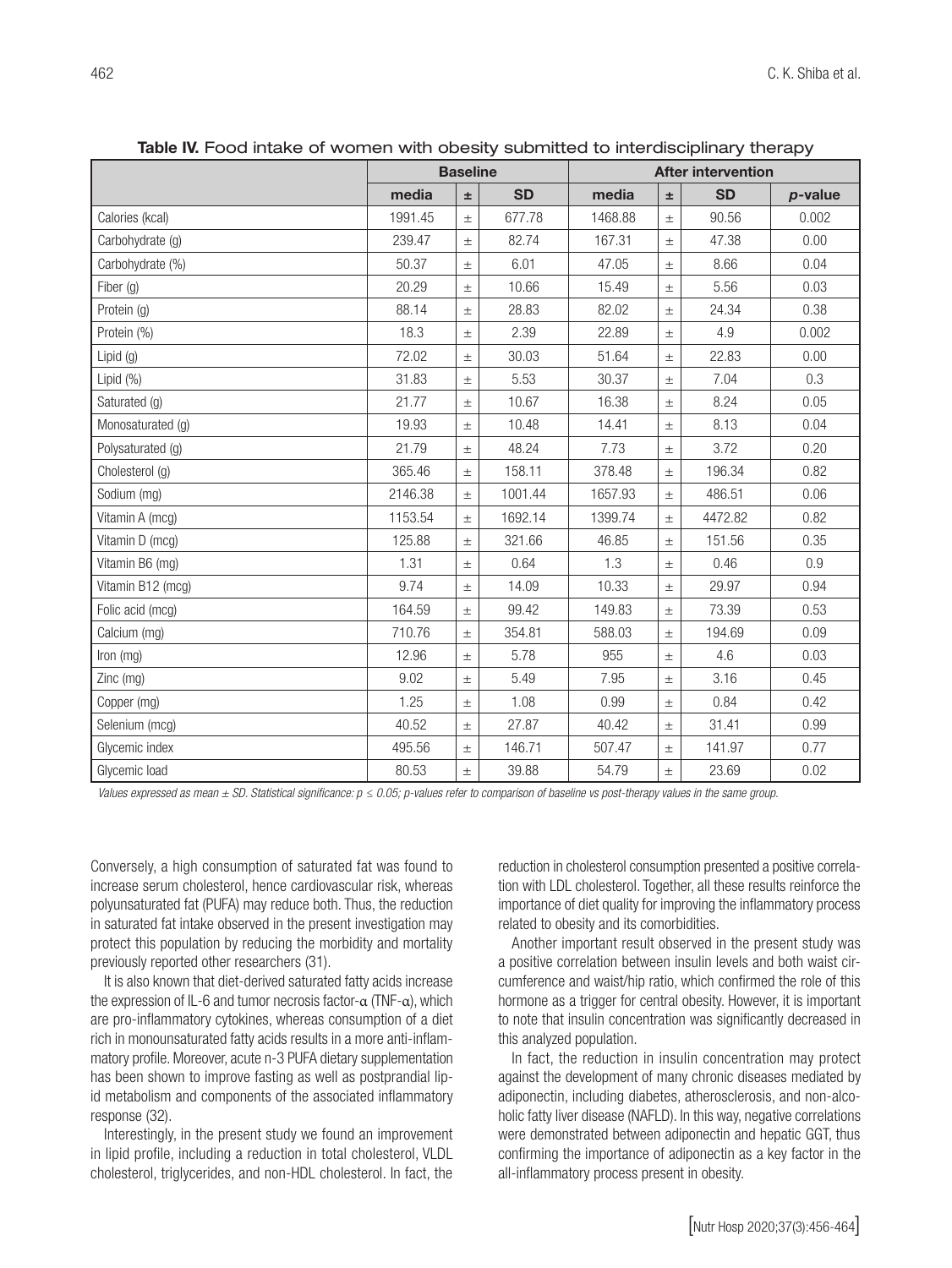**Table IV.** Food intake of women with obesity submitted to interdisciplinary therapy

| | Baseline | | | After intervention | | | |
|---|---|---|---|---|---|---|---|
| | **media** | **±** | **SD** | **media** | **±** | **SD** | ***p*-value** |
| Calories (kcal) | 1991.45 | ± | 677.78 | 1468.88 | ± | 90.56 | 0.002 |
| Carbohydrate (g) | 239.47 | ± | 82.74 | 167.31 | ± | 47.38 | 0.00 |
| Carbohydrate (%) | 50.37 | ± | 6.01 | 47.05 | ± | 8.66 | 0.04 |
| Fiber (g) | 20.29 | ± | 10.66 | 15.49 | ± | 5.56 | 0.03 |
| Protein (g) | 88.14 | ± | 28.83 | 82.02 | ± | 24.34 | 0.38 |
| Protein (%) | 18.3 | ± | 2.39 | 22.89 | ± | 4.9 | 0.002 |
| Lipid (g) | 72.02 | ± | 30.03 | 51.64 | ± | 22.83 | 0.00 |
| Lipid (%) | 31.83 | ± | 5.53 | 30.37 | ± | 7.04 | 0.3 |
| Saturated (g) | 21.77 | ± | 10.67 | 16.38 | ± | 8.24 | 0.05 |
| Monosaturated (g) | 19.93 | ± | 10.48 | 14.41 | ± | 8.13 | 0.04 |
| Polysaturated (g) | 21.79 | ± | 48.24 | 7.73 | ± | 3.72 | 0.20 |
| Cholesterol (g) | 365.46 | ± | 158.11 | 378.48 | ± | 196.34 | 0.82 |
| Sodium (mg) | 2146.38 | ± | 1001.44 | 1657.93 | ± | 486.51 | 0.06 |
| Vitamin A (mcg) | 1153.54 | ± | 1692.14 | 1399.74 | ± | 4472.82 | 0.82 |
| Vitamin D (mcg) | 125.88 | ± | 321.66 | 46.85 | ± | 151.56 | 0.35 |
| Vitamin B6 (mg) | 1.31 | ± | 0.64 | 1.3 | ± | 0.46 | 0.9 |
| Vitamin B12 (mcg) | 9.74 | ± | 14.09 | 10.33 | ± | 29.97 | 0.94 |
| Folic acid (mcg) | 164.59 | ± | 99.42 | 149.83 | ± | 73.39 | 0.53 |
| Calcium (mg) | 710.76 | ± | 354.81 | 588.03 | ± | 194.69 | 0.09 |
| Iron (mg) | 12.96 | ± | 5.78 | 955 | ± | 4.6 | 0.03 |
| Zinc (mg) | 9.02 | ± | 5.49 | 7.95 | ± | 3.16 | 0.45 |
| Copper (mg) | 1.25 | ± | 1.08 | 0.99 | ± | 0.84 | 0.42 |
| Selenium (mcg) | 40.52 | ± | 27.87 | 40.42 | ± | 31.41 | 0.99 |
| Glycemic index | 495.56 | ± | 146.71 | 507.47 | ± | 141.97 | 0.77 |
| Glycemic load | 80.53 | ± | 39.88 | 54.79 | ± | 23.69 | 0.02 |

*Values expressed as mean ± SD. Statistical significance: $p \leq 0.05$; p-values refer to comparison of baseline vs post-therapy values in the same group.*

Conversely, a high consumption of saturated fat was found to increase serum cholesterol, hence cardiovascular risk, whereas polyunsaturated fat (PUFA) may reduce both. Thus, the reduction in saturated fat intake observed in the present investigation may protect this population by reducing the morbidity and mortality previously reported other researchers (31).

It is also known that diet-derived saturated fatty acids increase the expression of IL-6 and tumor necrosis factor-$\alpha$ (TNF-$\alpha$), which are pro-inflammatory cytokines, whereas consumption of a diet rich in monounsaturated fatty acids results in a more anti-inflammatory profile. Moreover, acute n-3 PUFA dietary supplementation has been shown to improve fasting as well as postprandial lipid metabolism and components of the associated inflammatory response (32).

Interestingly, in the present study we found an improvement in lipid profile, including a reduction in total cholesterol, VLDL cholesterol, triglycerides, and non-HDL cholesterol. In fact, the reduction in cholesterol consumption presented a positive correlation with LDL cholesterol. Together, all these results reinforce the importance of diet quality for improving the inflammatory process related to obesity and its comorbidities.

Another important result observed in the present study was a positive correlation between insulin levels and both waist circumference and waist/hip ratio, which confirmed the role of this hormone as a trigger for central obesity. However, it is important to note that insulin concentration was significantly decreased in this analyzed population.

In fact, the reduction in insulin concentration may protect against the development of many chronic diseases mediated by adiponectin, including diabetes, atherosclerosis, and non-alcoholic fatty liver disease (NAFLD). In this way, negative correlations were demonstrated between adiponectin and hepatic GGT, thus confirming the importance of adiponectin as a key factor in the all-inflammatory process present in obesity.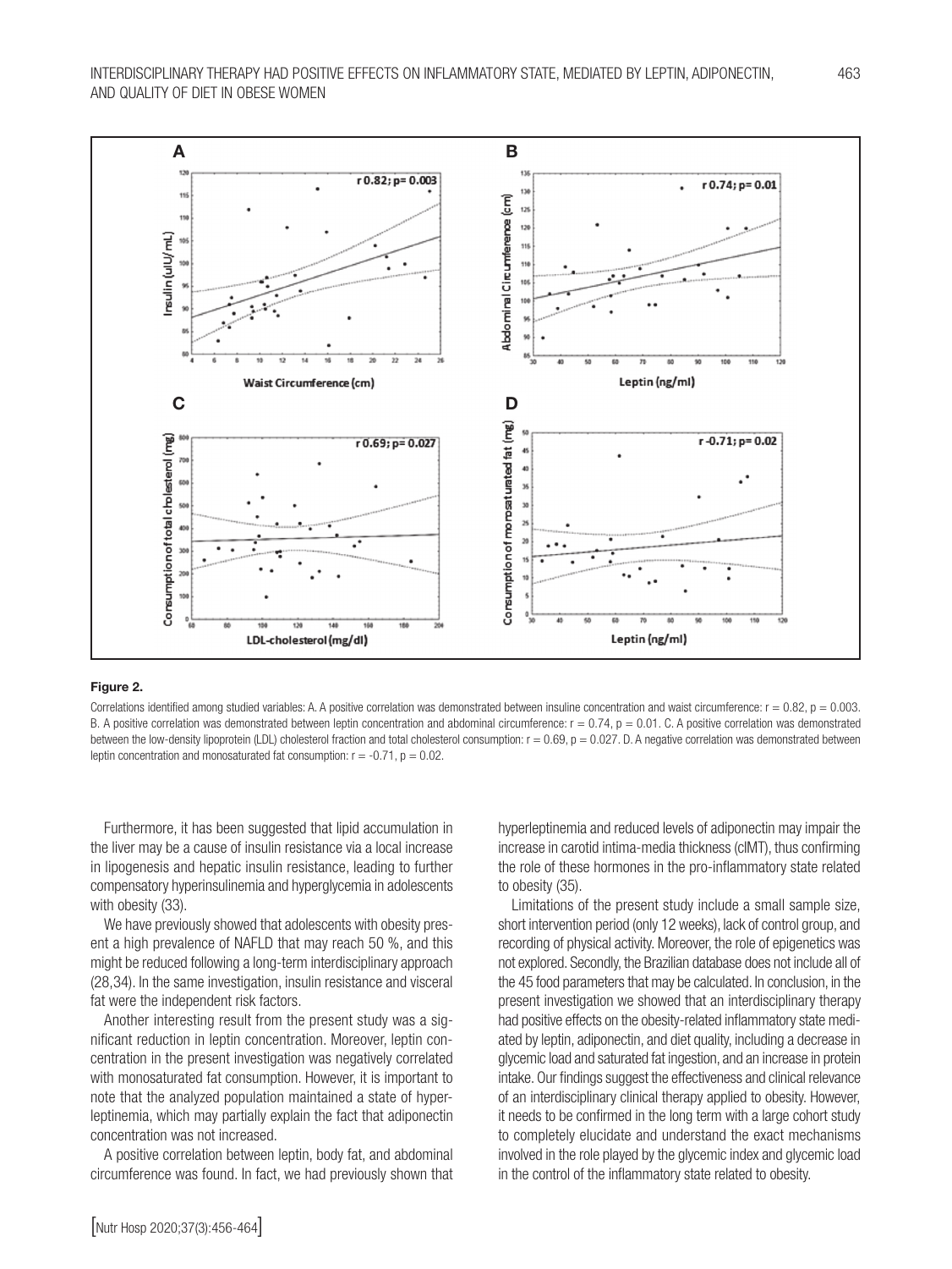**Figure 2.**

Correlations identified among studied variables: A. A positive correlation was demonstrated between insuline concentration and waist circumference: r = 0.82, p = 0.003. B. A positive correlation was demonstrated between leptin concentration and abdominal circumference: r = 0.74, p = 0.01. C. A positive correlation was demonstrated between the low-density lipoprotein (LDL) cholesterol fraction and total cholesterol consumption: r = 0.69, p = 0.027. D. A negative correlation was demonstrated between leptin concentration and monosaturated fat consumption: r = -0.71, p = 0.02.

Furthermore, it has been suggested that lipid accumulation in the liver may be a cause of insulin resistance via a local increase in lipogenesis and hepatic insulin resistance, leading to further compensatory hyperinsulinemia and hyperglycemia in adolescents with obesity (33).

We have previously showed that adolescents with obesity present a high prevalence of NAFLD that may reach 50 %, and this might be reduced following a long-term interdisciplinary approach (28,34). In the same investigation, insulin resistance and visceral fat were the independent risk factors.

Another interesting result from the present study was a significant reduction in leptin concentration. Moreover, leptin concentration in the present investigation was negatively correlated with monosaturated fat consumption. However, it is important to note that the analyzed population maintained a state of hyperleptinemia, which may partially explain the fact that adiponectin concentration was not increased.

A positive correlation between leptin, body fat, and abdominal circumference was found. In fact, we had previously shown that hyperleptinemia and reduced levels of adiponectin may impair the increase in carotid intima-media thickness (cIMT), thus confirming the role of these hormones in the pro-inflammatory state related to obesity (35).

Limitations of the present study include a small sample size, short intervention period (only 12 weeks), lack of control group, and recording of physical activity. Moreover, the role of epigenetics was not explored. Secondly, the Brazilian database does not include all of the 45 food parameters that may be calculated. In conclusion, in the present investigation we showed that an interdisciplinary therapy had positive effects on the obesity-related inflammatory state mediated by leptin, adiponectin, and diet quality, including a decrease in glycemic load and saturated fat ingestion, and an increase in protein intake. Our findings suggest the effectiveness and clinical relevance of an interdisciplinary clinical therapy applied to obesity. However, it needs to be confirmed in the long term with a large cohort study to completely elucidate and understand the exact mechanisms involved in the role played by the glycemic index and glycemic load in the control of the inflammatory state related to obesity.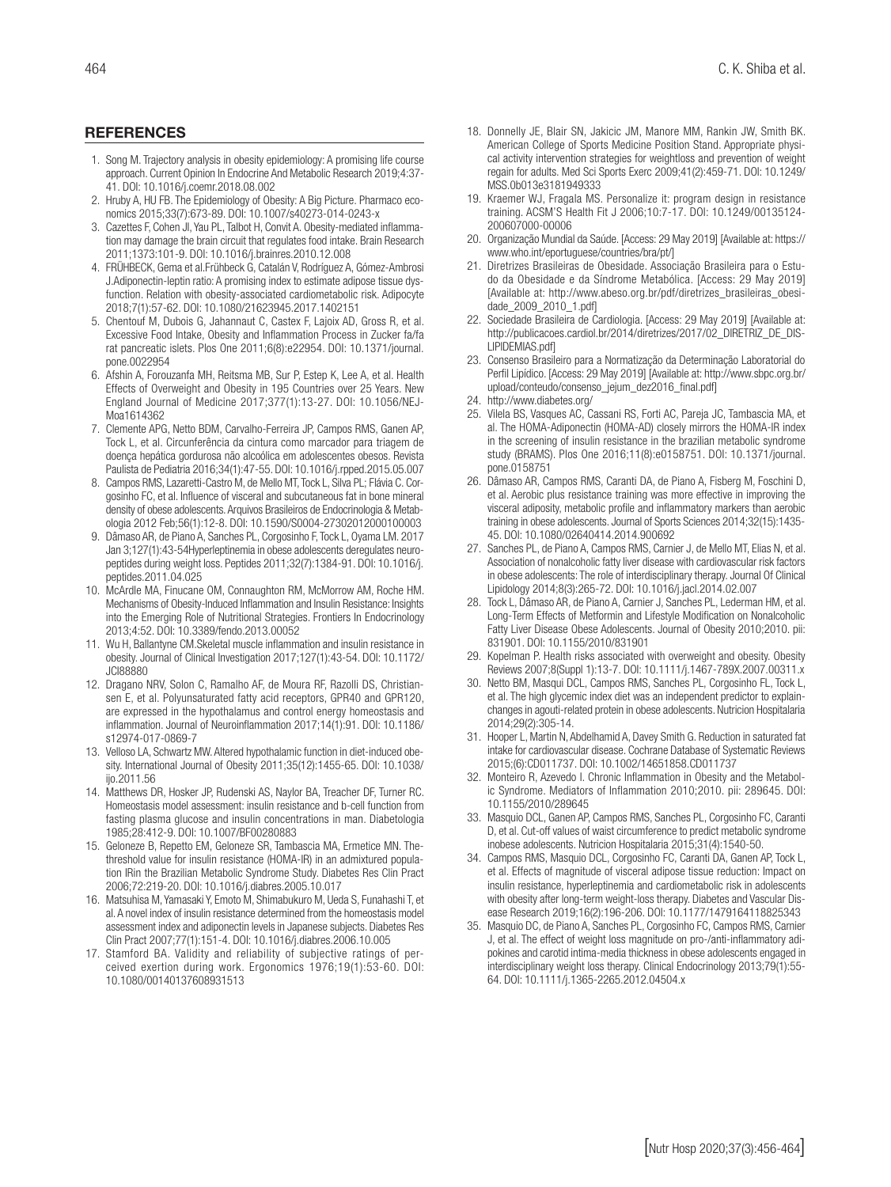## REFERENCES

1. Song M. Trajectory analysis in obesity epidemiology: A promising life course approach. Current Opinion In Endocrine And Metabolic Research 2019;4:37-41. DOI: 10.1016/j.coemr.2018.08.002
2. Hruby A, HU FB. The Epidemiology of Obesity: A Big Picture. Pharmaco economics 2015;33(7):673-89. DOI: 10.1007/s40273-014-0243-x
3. Cazettes F, Cohen JI, Yau PL, Talbot H, Convit A. Obesity-mediated inflammation may damage the brain circuit that regulates food intake. Brain Research 2011;1373:101-9. DOI: 10.1016/j.brainres.2010.12.008
4. FRÜHBECK, Gema et al.Frühbeck G, Catalán V, Rodríguez A, Gómez-Ambrosi J.Adiponectin-leptin ratio: A promising index to estimate adipose tissue dysfunction. Relation with obesity-associated cardiometabolic risk. Adipocyte 2018;7(1):57-62. DOI: 10.1080/21623945.2017.1402151
5. Chentouf M, Dubois G, Jahannaut C, Castex F, Lajoix AD, Gross R, et al. Excessive Food Intake, Obesity and Inflammation Process in Zucker fa/fa rat pancreatic islets. Plos One 2011;6(8):e22954. DOI: 10.1371/journal.pone.0022954
6. Afshin A, Forouzanfa MH, Reitsma MB, Sur P, Estep K, Lee A, et al. Health Effects of Overweight and Obesity in 195 Countries over 25 Years. New England Journal of Medicine 2017;377(1):13-27. DOI: 10.1056/NEJ-Moa1614362
7. Clemente APG, Netto BDM, Carvalho-Ferreira JP, Campos RMS, Ganen AP, Tock L, et al. Circunferência da cintura como marcador para triagem de doença hepática gordurosa não alcoólica em adolescentes obesos. Revista Paulista de Pediatria 2016;34(1):47-55. DOI: 10.1016/j.rpped.2015.05.007
8. Campos RMS, Lazaretti-Castro M, de Mello MT, Tock L, Silva PL; Flávia C. Corgosinho FC, et al. Influence of visceral and subcutaneous fat in bone mineral density of obese adolescents. Arquivos Brasileiros de Endocrinologia & Metabologia 2012 Feb;56(1):12-8. DOI: 10.1590/S0004-27302012000100003
9. Dâmaso AR, de Piano A, Sanches PL, Corgosinho F, Tock L, Oyama LM. 2017 Jan 3;127(1):43-54Hyperleptinemia in obese adolescents deregulates neuropeptides during weight loss. Peptides 2011;32(7):1384-91. DOI: 10.1016/j.peptides.2011.04.025
10. McArdle MA, Finucane OM, Connaughton RM, McMorrow AM, Roche HM. Mechanisms of Obesity-Induced Inflammation and Insulin Resistance: Insights into the Emerging Role of Nutritional Strategies. Frontiers In Endocrinology 2013;4:52. DOI: 10.3389/fendo.2013.00052
11. Wu H, Ballantyne CM.Skeletal muscle inflammation and insulin resistance in obesity. Journal of Clinical Investigation 2017;127(1):43-54. DOI: 10.1172/JCI88880
12. Dragano NRV, Solon C, Ramalho AF, de Moura RF, Razolli DS, Christiansen E, et al. Polyunsaturated fatty acid receptors, GPR40 and GPR120, are expressed in the hypothalamus and control energy homeostasis and inflammation. Journal of Neuroinflammation 2017;14(1):91. DOI: 10.1186/s12974-017-0869-7
13. Velloso LA, Schwartz MW. Altered hypothalamic function in diet-induced obesity. International Journal of Obesity 2011;35(12):1455-65. DOI: 10.1038/ijo.2011.56
14. Matthews DR, Hosker JP, Rudenski AS, Naylor BA, Treacher DF, Turner RC. Homeostasis model assessment: insulin resistance and b-cell function from fasting plasma glucose and insulin concentrations in man. Diabetologia 1985;28:412-9. DOI: 10.1007/BF00280883
15. Geloneze B, Repetto EM, Geloneze SR, Tambascia MA, Ermetice MN. Thethreshold value for insulin resistance (HOMA-IR) in an admixtured population IRin the Brazilian Metabolic Syndrome Study. Diabetes Res Clin Pract 2006;72:219-20. DOI: 10.1016/j.diabres.2005.10.017
16. Matsuhisa M, Yamasaki Y, Emoto M, Shimabukuro M, Ueda S, Funahashi T, et al. A novel index of insulin resistance determined from the homeostasis model assessment index and adiponectin levels in Japanese subjects. Diabetes Res Clin Pract 2007;77(1):151-4. DOI: 10.1016/j.diabres.2006.10.005
17. Stamford BA. Validity and reliability of subjective ratings of perceived exertion during work. Ergonomics 1976;19(1):53-60. DOI: 10.1080/00140137608931513
18. Donnelly JE, Blair SN, Jakicic JM, Manore MM, Rankin JW, Smith BK. American College of Sports Medicine Position Stand. Appropriate physical activity intervention strategies for weightloss and prevention of weight regain for adults. Med Sci Sports Exerc 2009;41(2):459-71. DOI: 10.1249/MSS.0b013e3181949333
19. Kraemer WJ, Fragala MS. Personalize it: program design in resistance training. ACSM'S Health Fit J 2006;10:7-17. DOI: 10.1249/00135124-200607000-00006
20. Organização Mundial da Saúde. [Access: 29 May 2019] [Available at: https://www.who.int/eportuguese/countries/bra/pt/]
21. Diretrizes Brasileiras de Obesidade. Associação Brasileira para o Estudo da Obesidade e da Síndrome Metabólica. [Access: 29 May 2019] [Available at: http://www.abeso.org.br/pdf/diretrizes_brasileiras_obesidade_2009_2010_1.pdf]
22. Sociedade Brasileira de Cardiologia. [Access: 29 May 2019] [Available at: http://publicacoes.cardiol.br/2014/diretrizes/2017/02_DIRETRIZ_DE_DISLIPIDEMIAS.pdf]
23. Consenso Brasileiro para a Normatização da Determinação Laboratorial do Perfil Lipídico. [Access: 29 May 2019] [Available at: http://www.sbpc.org.br/upload/conteudo/consenso_jejum_dez2016_final.pdf]
24. http://www.diabetes.org/
25. Vilela BS, Vasques AC, Cassani RS, Forti AC, Pareja JC, Tambascia MA, et al. The HOMA-Adiponectin (HOMA-AD) closely mirrors the HOMA-IR index in the screening of insulin resistance in the brazilian metabolic syndrome study (BRAMS). Plos One 2016;11(8):e0158751. DOI: 10.1371/journal.pone.0158751
26. Dâmaso AR, Campos RMS, Caranti DA, de Piano A, Fisberg M, Foschini D, et al. Aerobic plus resistance training was more effective in improving the visceral adiposity, metabolic profile and inflammatory markers than aerobic training in obese adolescents. Journal of Sports Sciences 2014;32(15):1435-45. DOI: 10.1080/02640414.2014.900692
27. Sanches PL, de Piano A, Campos RMS, Carnier J, de Mello MT, Elias N, et al. Association of nonalcoholic fatty liver disease with cardiovascular risk factors in obese adolescents: The role of interdisciplinary therapy. Journal Of Clinical Lipidology 2014;8(3):265-72. DOI: 10.1016/j.jacl.2014.02.007
28. Tock L, Dâmaso AR, de Piano A, Carnier J, Sanches PL, Lederman HM, et al. Long-Term Effects of Metformin and Lifestyle Modification on Nonalcoholic Fatty Liver Disease Obese Adolescents. Journal of Obesity 2010;2010. pii: 831901. DOI: 10.1155/2010/831901
29. Kopelman P. Health risks associated with overweight and obesity. Obesity Reviews 2007;8(Suppl 1):13-7. DOI: 10.1111/j.1467-789X.2007.00311.x
30. Netto BM, Masqui DCL, Campos RMS, Sanches PL, Corgosinho FL, Tock L, et al. The high glycemic index diet was an independent predictor to explainchanges in agouti-related protein in obese adolescents. Nutricion Hospitalaria 2014;29(2):305-14.
31. Hooper L, Martin N, Abdelhamid A, Davey Smith G. Reduction in saturated fat intake for cardiovascular disease. Cochrane Database of Systematic Reviews 2015;(6):CD011737. DOI: 10.1002/14651858.CD011737
32. Monteiro R, Azevedo I. Chronic Inflammation in Obesity and the Metabolic Syndrome. Mediators of Inflammation 2010;2010. pii: 289645. DOI: 10.1155/2010/289645
33. Masquio DCL, Ganen AP, Campos RMS, Sanches PL, Corgosinho FC, Caranti D, et al. Cut-off values of waist circumference to predict metabolic syndrome inobese adolescents. Nutricion Hospitalaria 2015;31(4):1540-50.
34. Campos RMS, Masquio DCL, Corgosinho FC, Caranti DA, Ganen AP, Tock L, et al. Effects of magnitude of visceral adipose tissue reduction: Impact on insulin resistance, hyperleptinemia and cardiometabolic risk in adolescents with obesity after long-term weight-loss therapy. Diabetes and Vascular Disease Research 2019;16(2):196-206. DOI: 10.1177/1479164118825343
35. Masquio DC, de Piano A, Sanches PL, Corgosinho FC, Campos RMS, Carnier J, et al. The effect of weight loss magnitude on pro-/anti-inflammatory adipokines and carotid intima-media thickness in obese adolescents engaged in interdisciplinary weight loss therapy. Clinical Endocrinology 2013;79(1):55-64. DOI: 10.1111/j.1365-2265.2012.04504.x